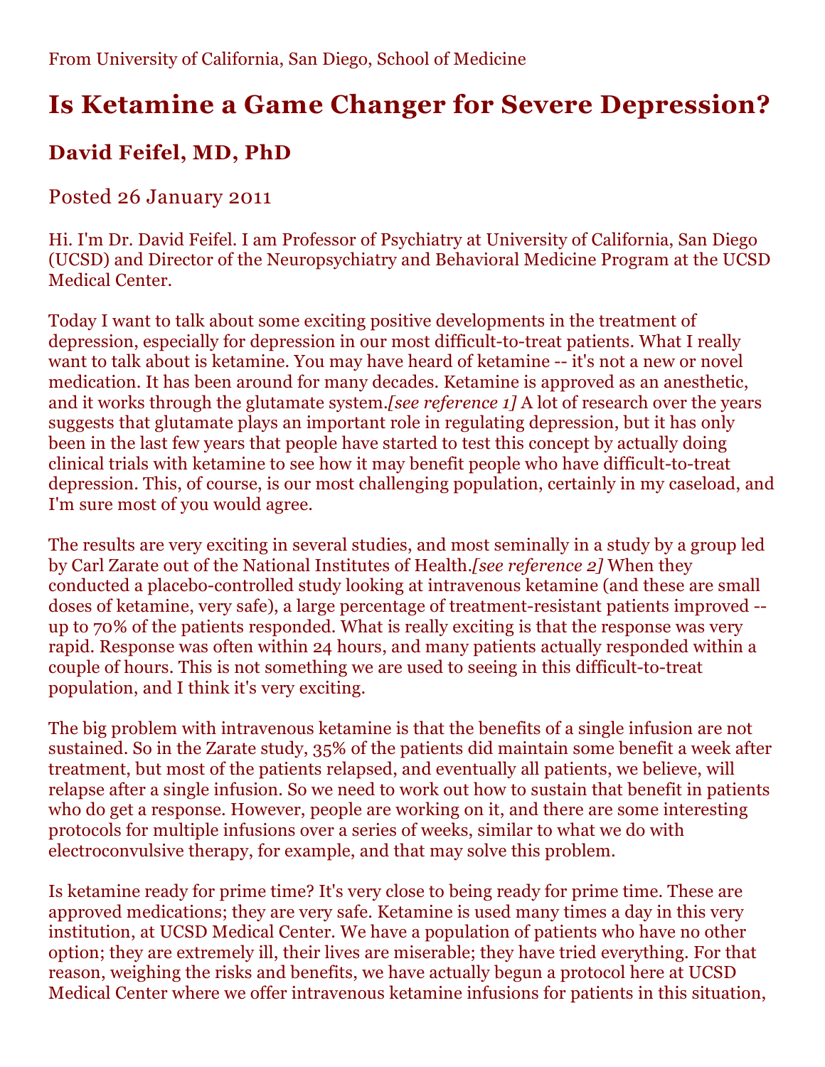From University of California, San Diego, School of Medicine

# Is Ketamine a Game Changer for Severe Depression?

## David Feifel, MD, PhD

Posted 26 January 2011

Hi. I'm Dr. David Feifel. I am Professor of Psychiatry at University of California, San Diego (UCSD) and Director of the Neuropsychiatry and Behavioral Medicine Program at the UCSD Medical Center.

Today I want to talk about some exciting positive developments in the treatment of depression, especially for depression in our most difficult-to-treat patients. What I really want to talk about is ketamine. You may have heard of ketamine -- it's not a new or novel medication. It has been around for many decades. Ketamine is approved as an anesthetic, and it works through the glutamate system.*[see reference 1]* A lot of research over the years suggests that glutamate plays an important role in regulating depression, but it has only been in the last few years that people have started to test this concept by actually doing clinical trials with ketamine to see how it may benefit people who have difficult-to-treat depression. This, of course, is our most challenging population, certainly in my caseload, and I'm sure most of you would agree.

The results are very exciting in several studies, and most seminally in a study by a group led by Carl Zarate out of the National Institutes of Health.*[see reference 2]* When they conducted a placebo-controlled study looking at intravenous ketamine (and these are small doses of ketamine, very safe), a large percentage of treatment-resistant patients improved -- up to 70% of the patients responded. What is really exciting is that the response was very rapid. Response was often within 24 hours, and many patients actually responded within a couple of hours. This is not something we are used to seeing in this difficult-to-treat population, and I think it's very exciting.

The big problem with intravenous ketamine is that the benefits of a single infusion are not sustained. So in the Zarate study, 35% of the patients did maintain some benefit a week after treatment, but most of the patients relapsed, and eventually all patients, we believe, will relapse after a single infusion. So we need to work out how to sustain that benefit in patients who do get a response. However, people are working on it, and there are some interesting protocols for multiple infusions over a series of weeks, similar to what we do with electroconvulsive therapy, for example, and that may solve this problem.

Is ketamine ready for prime time? It's very close to being ready for prime time. These are approved medications; they are very safe. Ketamine is used many times a day in this very institution, at UCSD Medical Center. We have a population of patients who have no other option; they are extremely ill, their lives are miserable; they have tried everything. For that reason, weighing the risks and benefits, we have actually begun a protocol here at UCSD Medical Center where we offer intravenous ketamine infusions for patients in this situation,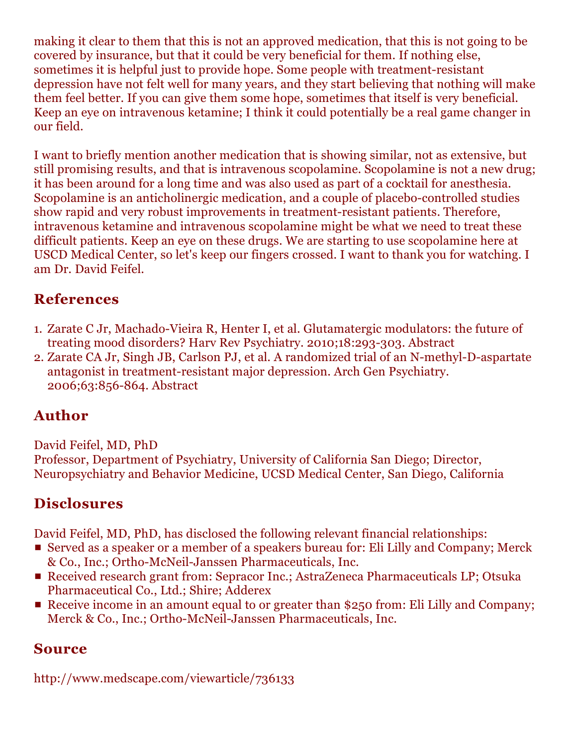making it clear to them that this is not an approved medication, that this is not going to be covered by insurance, but that it could be very beneficial for them. If nothing else, sometimes it is helpful just to provide hope. Some people with treatment-resistant depression have not felt well for many years, and they start believing that nothing will make them feel better. If you can give them some hope, sometimes that itself is very beneficial. Keep an eye on intravenous ketamine; I think it could potentially be a real game changer in our field.

I want to briefly mention another medication that is showing similar, not as extensive, but still promising results, and that is intravenous scopolamine. Scopolamine is not a new drug; it has been around for a long time and was also used as part of a cocktail for anesthesia. Scopolamine is an anticholinergic medication, and a couple of placebo-controlled studies show rapid and very robust improvements in treatment-resistant patients. Therefore, intravenous ketamine and intravenous scopolamine might be what we need to treat these difficult patients. Keep an eye on these drugs. We are starting to use scopolamine here at USCD Medical Center, so let's keep our fingers crossed. I want to thank you for watching. I am Dr. David Feifel.

## References

1. Zarate C Jr, Machado-Vieira R, Henter I, et al. Glutamatergic modulators: the future of treating mood disorders? Harv Rev Psychiatry. 2010;18:293-303. Abstract
2. Zarate CA Jr, Singh JB, Carlson PJ, et al. A randomized trial of an N-methyl-D-aspartate antagonist in treatment-resistant major depression. Arch Gen Psychiatry. 2006;63:856-864. Abstract

## Author

David Feifel, MD, PhD
Professor, Department of Psychiatry, University of California San Diego; Director, Neuropsychiatry and Behavior Medicine, UCSD Medical Center, San Diego, California

## Disclosures

David Feifel, MD, PhD, has disclosed the following relevant financial relationships:

- Served as a speaker or a member of a speakers bureau for: Eli Lilly and Company; Merck & Co., Inc.; Ortho-McNeil-Janssen Pharmaceuticals, Inc.
- Received research grant from: Sepracor Inc.; AstraZeneca Pharmaceuticals LP; Otsuka Pharmaceutical Co., Ltd.; Shire; Adderex
- Receive income in an amount equal to or greater than $250 from: Eli Lilly and Company; Merck & Co., Inc.; Ortho-McNeil-Janssen Pharmaceuticals, Inc.

## Source

http://www.medscape.com/viewarticle/736133